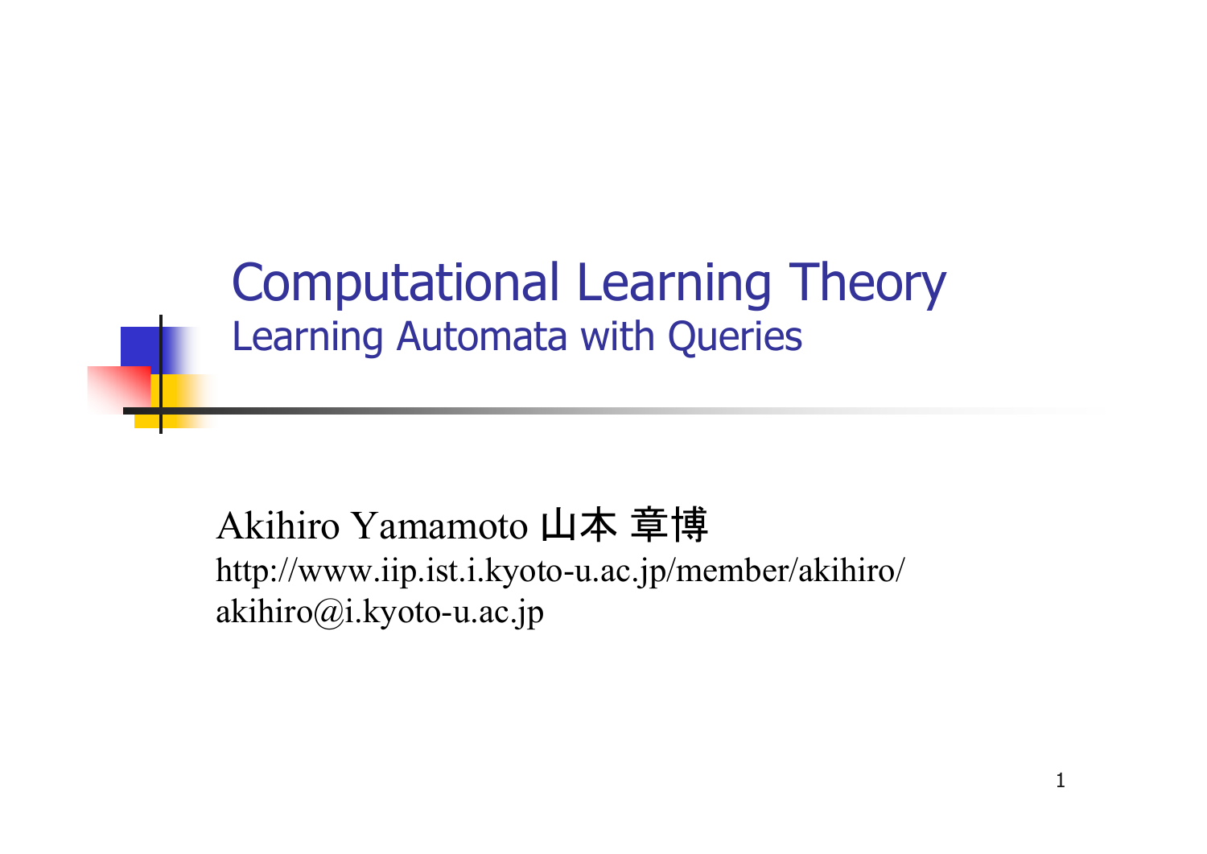# Computational Learning Theory

## Learning Automata with Queries

Akihiro Yamamoto 山本 章博

http://www.iip.ist.i.kyoto-u.ac.jp/member/akihiro/

akihiro@i.kyoto-u.ac.jp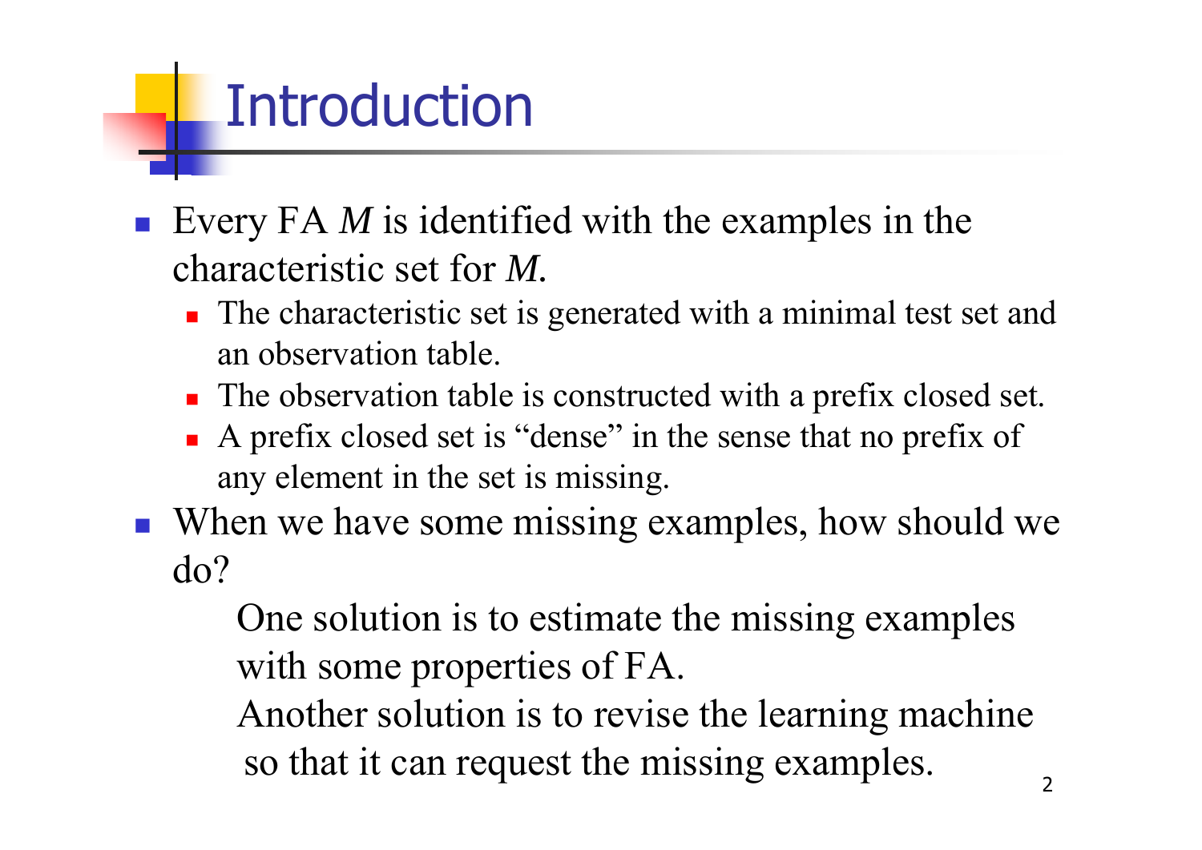# Introduction

- Every FA *M* is identified with the examples in the characteristic set for *M*.
  - The characteristic set is generated with a minimal test set and an observation table.
  - The observation table is constructed with a prefix closed set.
  - A prefix closed set is "dense" in the sense that no prefix of any element in the set is missing.
- When we have some missing examples, how should we do?

  One solution is to estimate the missing examples with some properties of FA.

  Another solution is to revise the learning machine so that it can request the missing examples.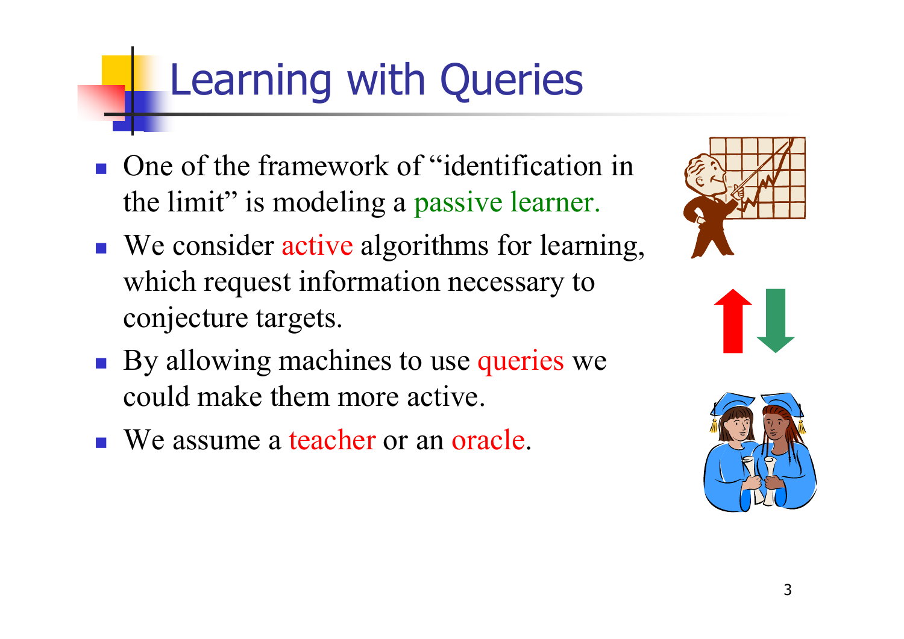# Learning with Queries

- One of the framework of "identification in the limit" is modeling a passive learner.
- We consider active algorithms for learning, which request information necessary to conjecture targets.
- By allowing machines to use queries we could make them more active.
- We assume a teacher or an oracle.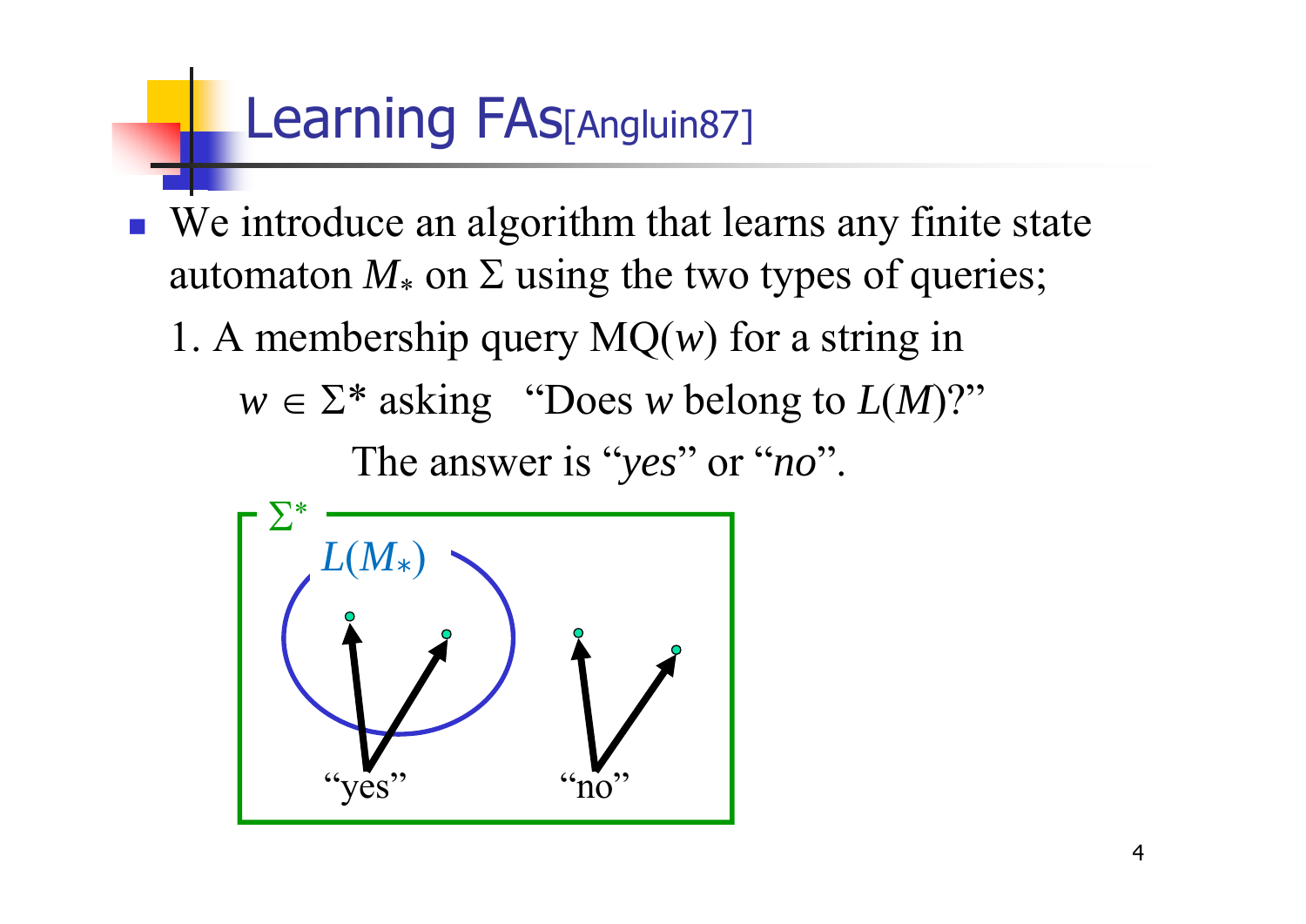# Learning FAs[Angluin87]

- We introduce an algorithm that learns any finite state automaton $M_*$ on $\Sigma$ using the two types of queries;

  1. A membership query MQ($w$) for a string in $w \in \Sigma^*$ asking "Does $w$ belong to $L(M)$?"

     The answer is "*yes*" or "*no*".

$\Sigma^*$

$L(M_*)$

"yes"

"no"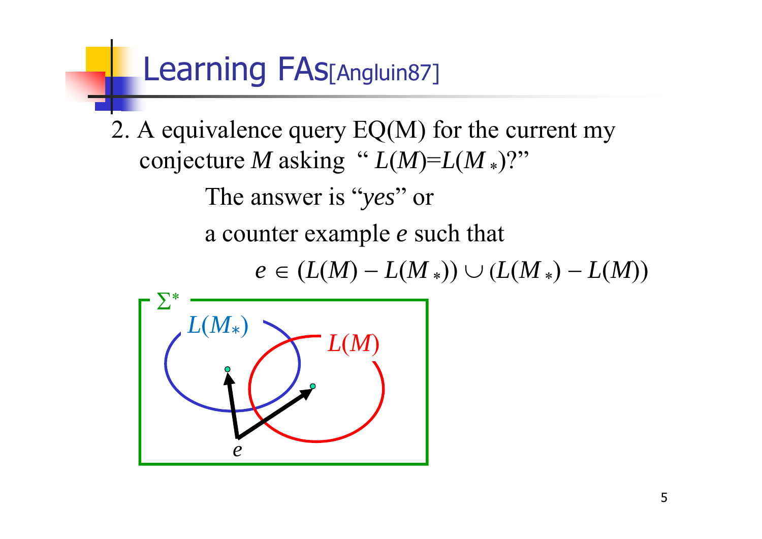# Learning FAs[Angluin87]

2. A equivalence query EQ(M) for the current my conjecture $M$ asking " $L(M)=L(M_*)$?"

   The answer is "*yes*" or

   a counter example $e$ such that

$$e \in (L(M) - L(M_*)) \cup (L(M_*) - L(M))$$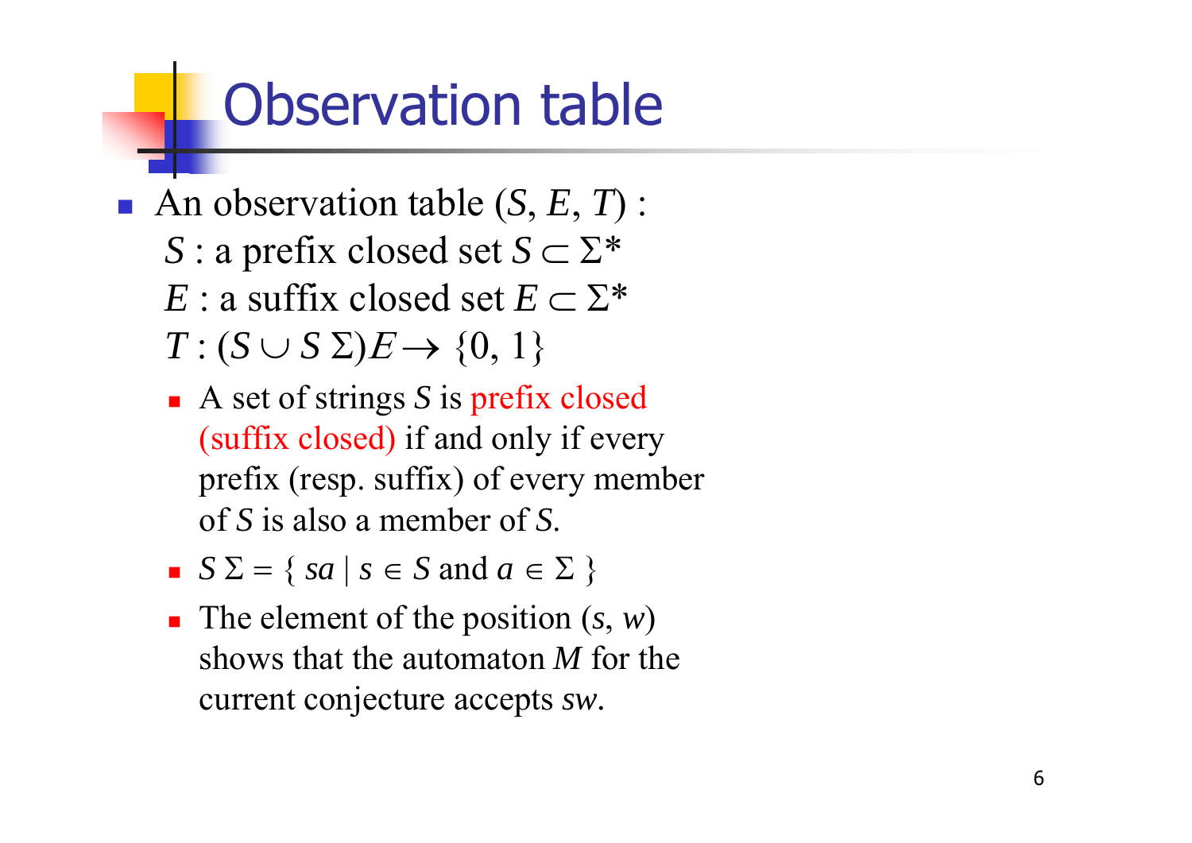# Observation table

- An observation table $(S, E, T)$ :
  $S$ : a prefix closed set $S \subset \Sigma^*$
  $E$ : a suffix closed set $E \subset \Sigma^*$
  $T : (S \cup S\,\Sigma)E \rightarrow \{0, 1\}$
  - A set of strings $S$ is prefix closed (suffix closed) if and only if every prefix (resp. suffix) of every member of $S$ is also a member of $S$.
  - $S\,\Sigma = \{ sa \mid s \in S \text{ and } a \in \Sigma \}$
  - The element of the position $(s, w)$ shows that the automaton $M$ for the current conjecture accepts $sw$.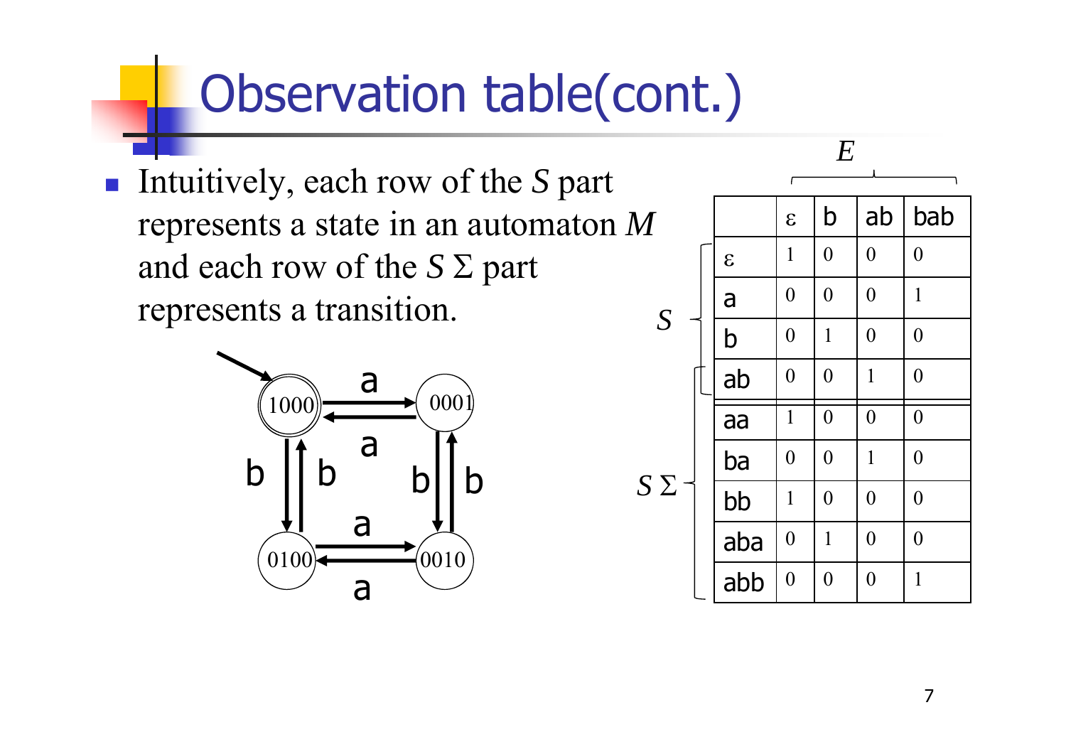# Observation table(cont.)

- Intuitively, each row of the $S$ part represents a state in an automaton $M$ and each row of the $S\,\Sigma$ part represents a transition.

| | | $\varepsilon$ | b | ab | bab |
|---|---|---|---|---|---|
| $S$ | $\varepsilon$ | 1 | 0 | 0 | 0 |
| | a | 0 | 0 | 0 | 1 |
| | b | 0 | 1 | 0 | 0 |
| | ab | 0 | 0 | 1 | 0 |
| $S\,\Sigma$ | aa | 1 | 0 | 0 | 0 |
| | ba | 0 | 0 | 1 | 0 |
| | bb | 1 | 0 | 0 | 0 |
| | aba | 0 | 1 | 0 | 0 |
| | abb | 0 | 0 | 0 | 1 |

(Columns $\varepsilon$, b, ab, bab form $E$.)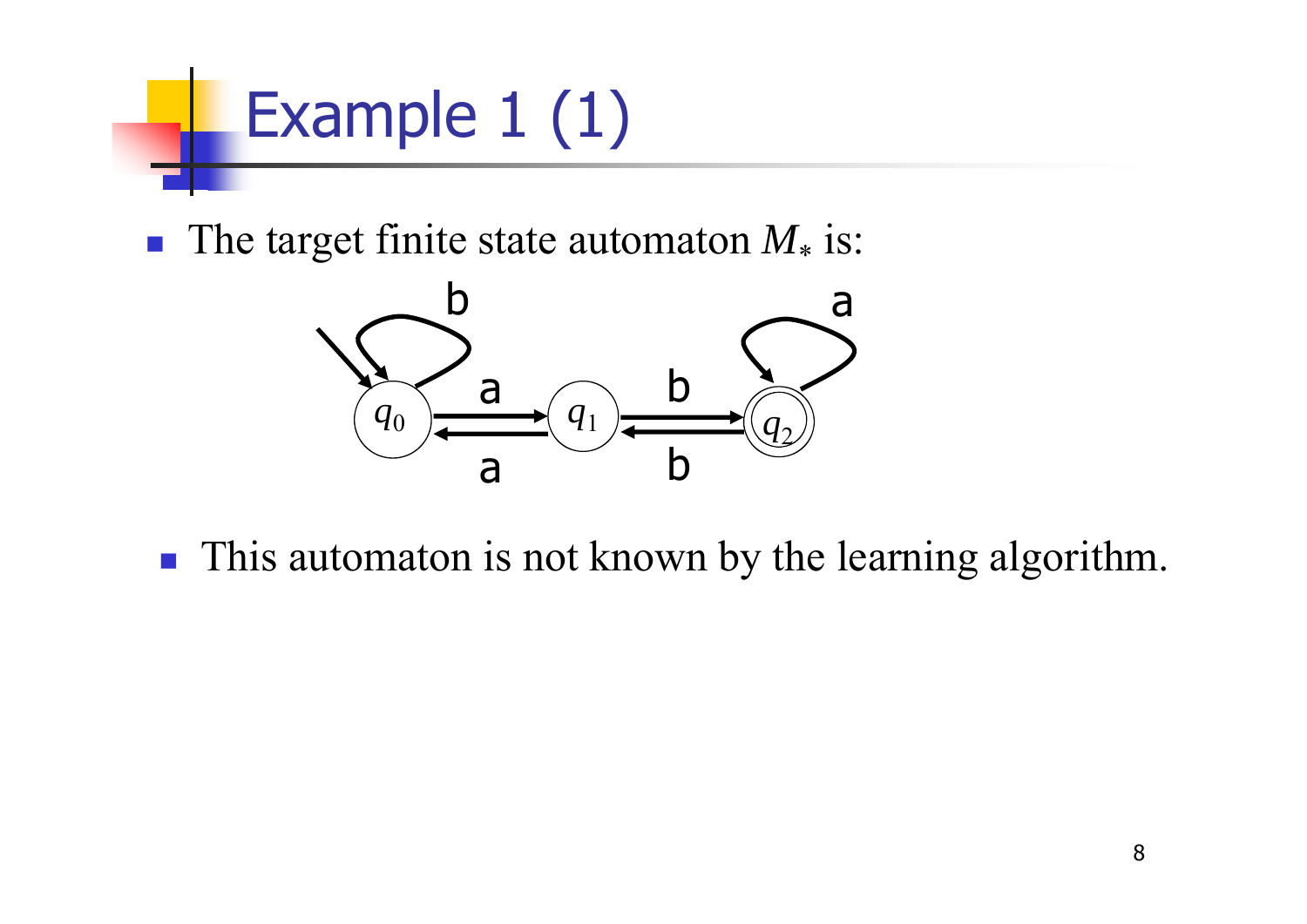# Example 1 (1)

- The target finite state automaton $M_*$ is:

- This automaton is not known by the learning algorithm.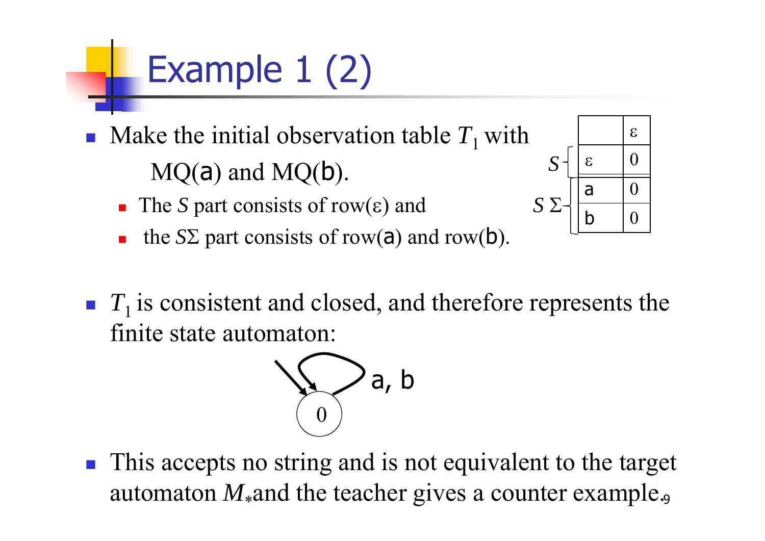# Example 1 (2)

- Make the initial observation table $T_1$ with MQ(a) and MQ(b).
  - The $S$ part consists of row(ε) and
  - the $S\Sigma$ part consists of row(a) and row(b).

| | | ε |
|---|---|---|
| $S$ | ε | 0 |
| $S\Sigma$ | a | 0 |
| | b | 0 |

- $T_1$ is consistent and closed, and therefore represents the finite state automaton:

- This accepts no string and is not equivalent to the target automaton $M_*$ and the teacher gives a counter example.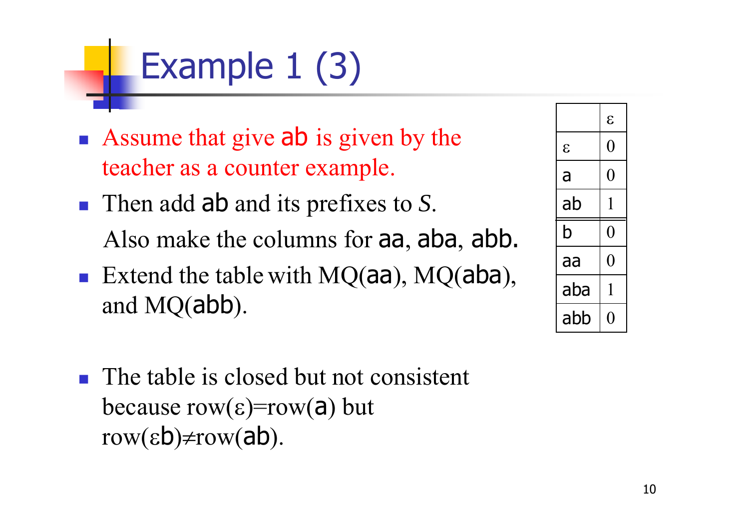# Example 1 (3)

- Assume that give ab is given by the teacher as a counter example.
- Then add ab and its prefixes to *S*.

  Also make the columns for aa, aba, abb.
- Extend the table with MQ(aa), MQ(aba), and MQ(abb).

| | ε |
|---|---|
| ε | 0 |
| a | 0 |
| ab | 1 |
| b | 0 |
| aa | 0 |
| aba | 1 |
| abb | 0 |

- The table is closed but not consistent because row(ε)=row(a) but row(εb)≠row(ab).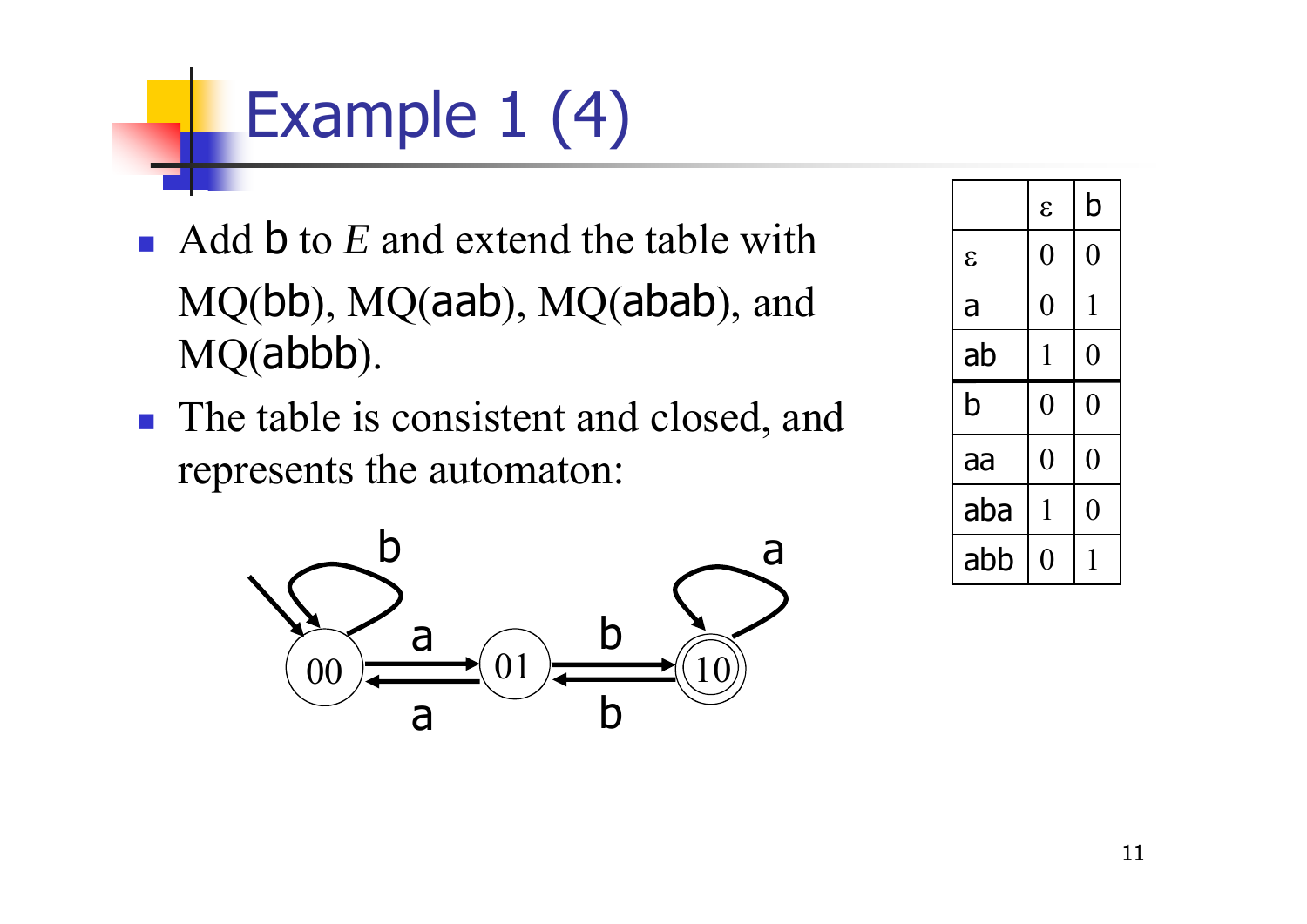# Example 1 (4)

- Add b to $E$ and extend the table with MQ(bb), MQ(aab), MQ(abab), and MQ(abbb).
- The table is consistent and closed, and represents the automaton:

|  | ε | b |
|---|---|---|
| ε | 0 | 0 |
| a | 0 | 1 |
| ab | 1 | 0 |
| b | 0 | 0 |
| aa | 0 | 0 |
| aba | 1 | 0 |
| abb | 0 | 1 |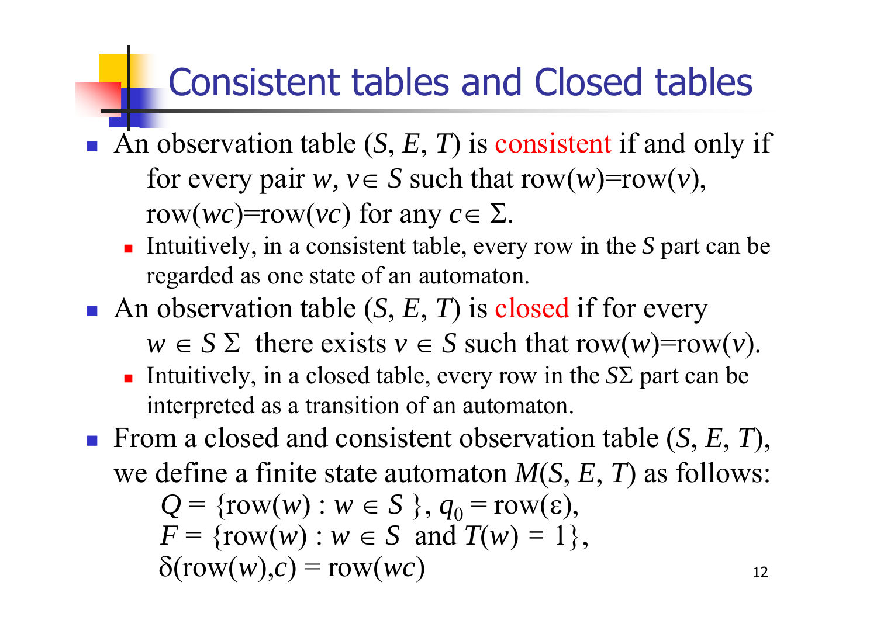# Consistent tables and Closed tables

- An observation table $(S, E, T)$ is consistent if and only if for every pair $w, v \in S$ such that $\mathrm{row}(w)=\mathrm{row}(v)$, $\mathrm{row}(wc)=\mathrm{row}(vc)$ for any $c \in \Sigma$.
  - Intuitively, in a consistent table, every row in the $S$ part can be regarded as one state of an automaton.
- An observation table $(S, E, T)$ is closed if for every $w \in S\Sigma$ there exists $v \in S$ such that $\mathrm{row}(w)=\mathrm{row}(v)$.
  - Intuitively, in a closed table, every row in the $S\Sigma$ part can be interpreted as a transition of an automaton.
- From a closed and consistent observation table $(S, E, T)$, we define a finite state automaton $M(S, E, T)$ as follows:

$$Q = \{\mathrm{row}(w) : w \in S\},\ q_0 = \mathrm{row}(\varepsilon),$$
$$F = \{\mathrm{row}(w) : w \in S \text{ and } T(w) = 1\},$$
$$\delta(\mathrm{row}(w), c) = \mathrm{row}(wc)$$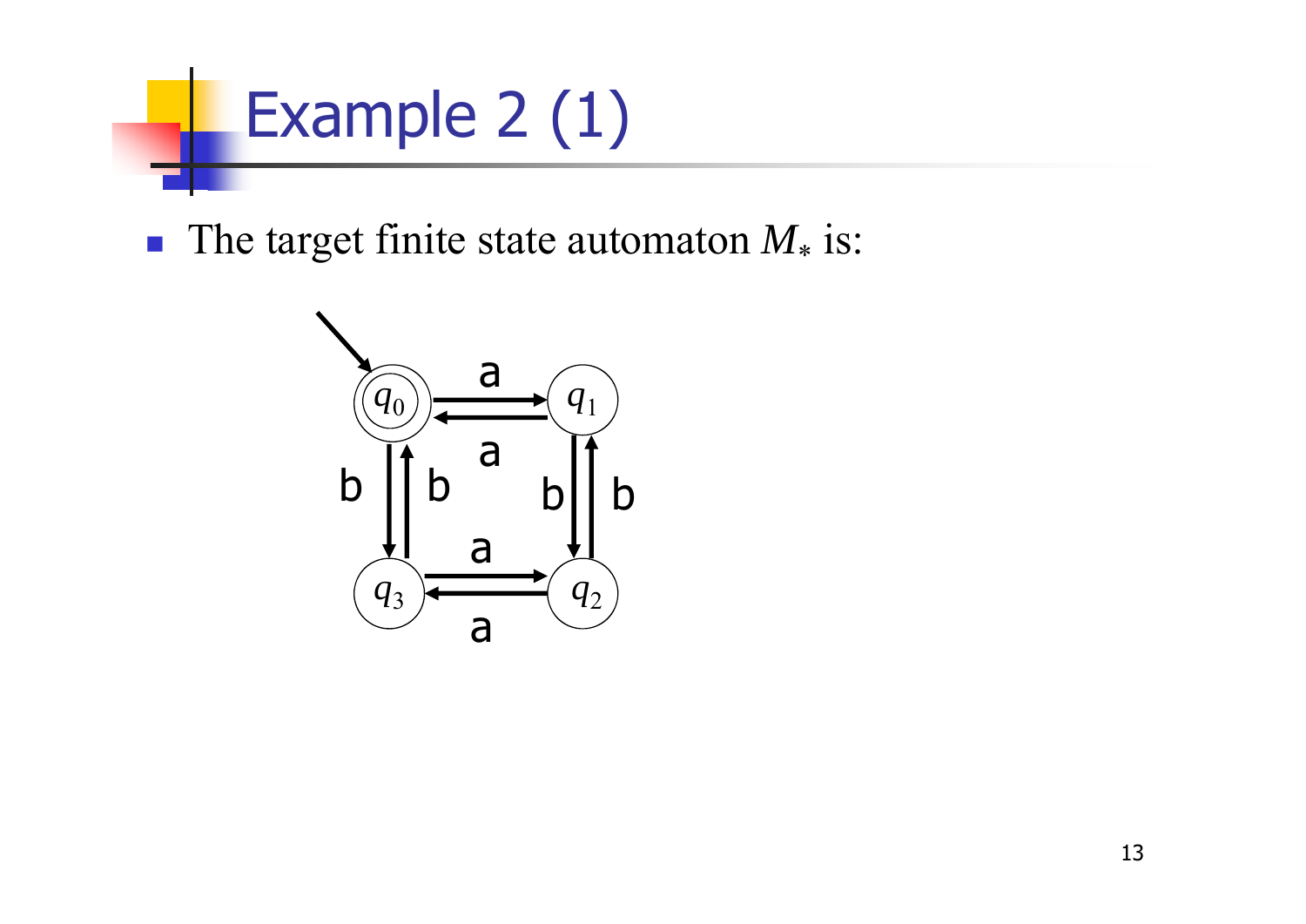# Example 2 (1)

- The target finite state automaton $M_*$ is: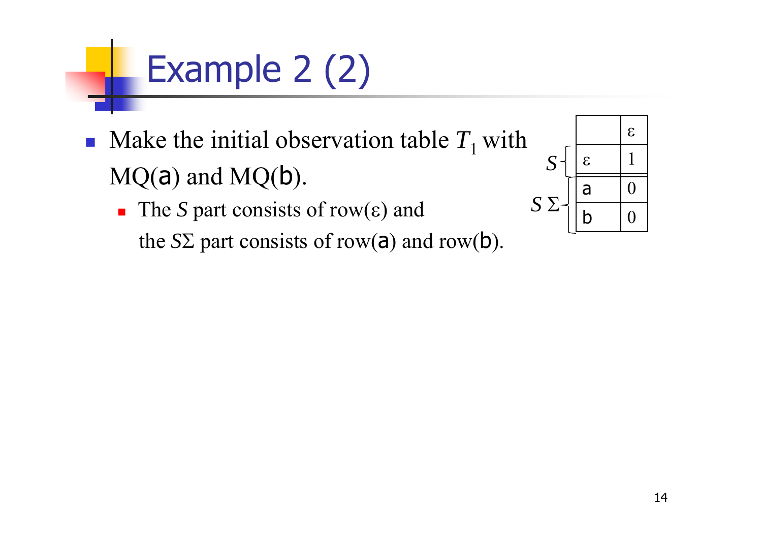# Example 2 (2)

- Make the initial observation table $T_1$ with MQ(a) and MQ(b).
  - The $S$ part consists of row(ε) and the $S\Sigma$ part consists of row(a) and row(b).

| | | ε |
|---|---|---|
| $S$ | ε | 1 |
| $S\Sigma$ | a | 0 |
| | b | 0 |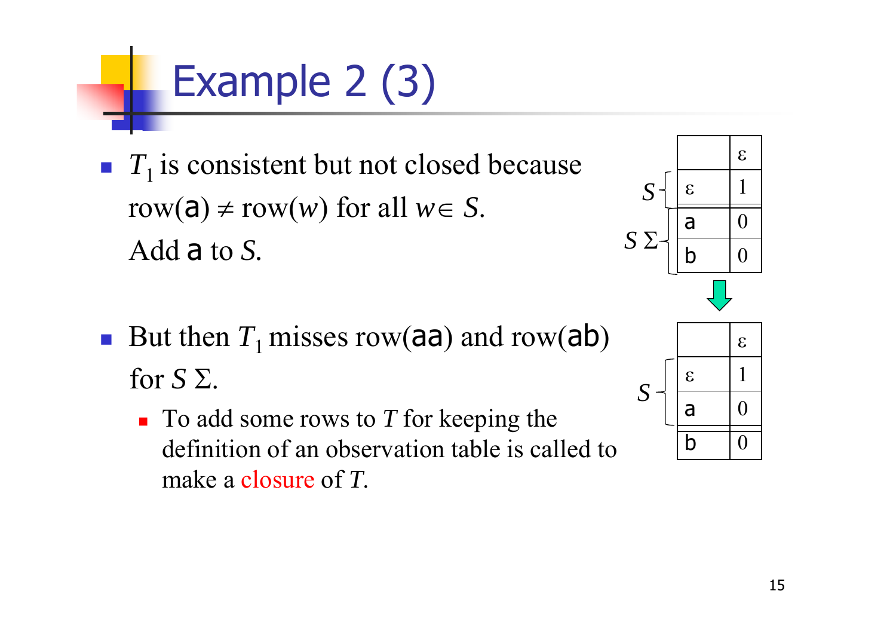# Example 2 (3)

- $T_1$ is consistent but not closed because row(a) $\neq$ row($w$) for all $w \in S$.
  Add a to $S$.

|  |  | $\varepsilon$ |
|---|---|---|
| $S$ | $\varepsilon$ | 1 |
| $S\,\Sigma$ | a | 0 |
|  | b | 0 |

↓

|  |  | $\varepsilon$ |
|---|---|---|
| $S$ | $\varepsilon$ | 1 |
|  | a | 0 |
|  | b | 0 |

- But then $T_1$ misses row(aa) and row(ab) for $S\,\Sigma$.
  - To add some rows to $T$ for keeping the definition of an observation table is called to make a closure of $T$.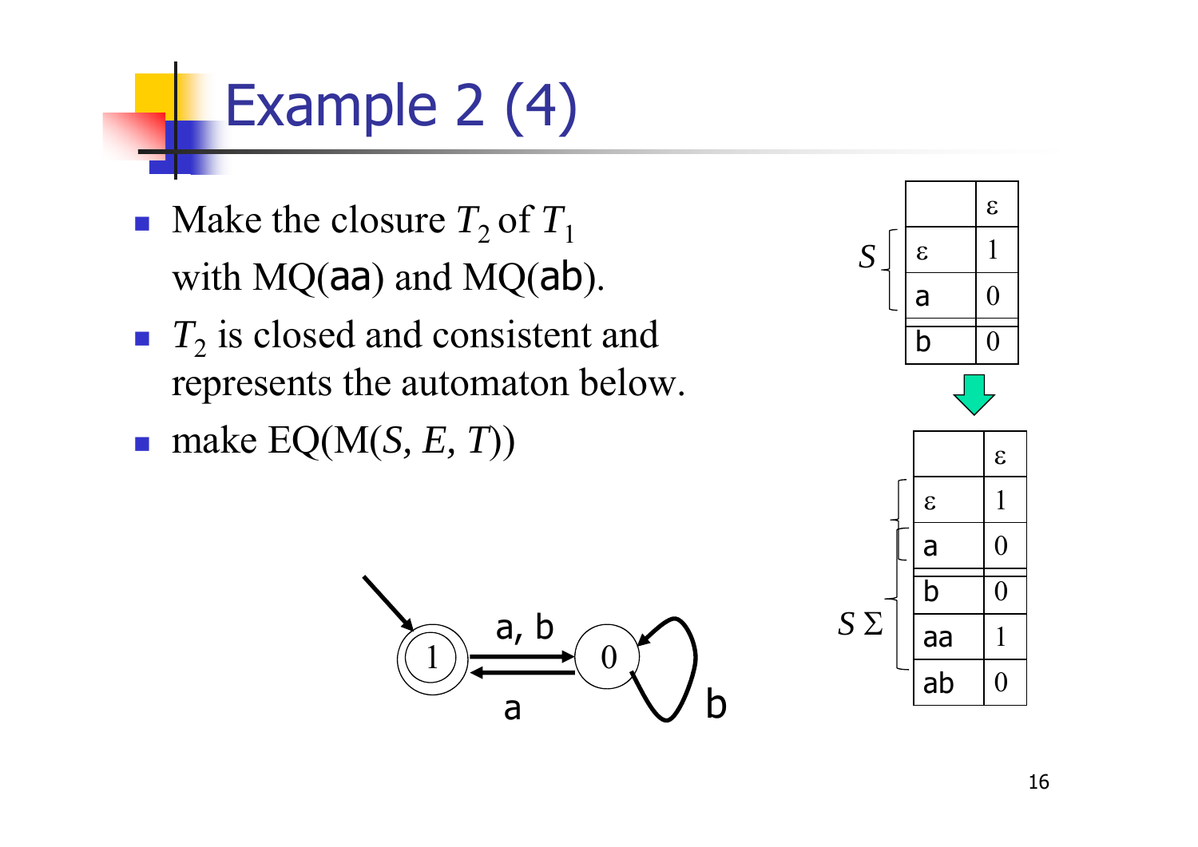# Example 2 (4)

- Make the closure $T_2$ of $T_1$ with MQ(aa) and MQ(ab).
- $T_2$ is closed and consistent and represents the automaton below.
- make EQ(M($S$, $E$, $T$))

$T_1$:

| | | ε |
|---|---|---|
| $S$ | ε | 1 |
| | a | 0 |
| | b | 0 |

$T_2$:

| | | ε |
|---|---|---|
| $S$ | ε | 1 |
| | a | 0 |
| $S\Sigma$ | b | 0 |
| | aa | 1 |
| | ab | 0 |

Automaton: initial state 1 (accepting) goes to state 0 on a, b; state 0 goes to state 1 on a; state 0 loops to itself on b.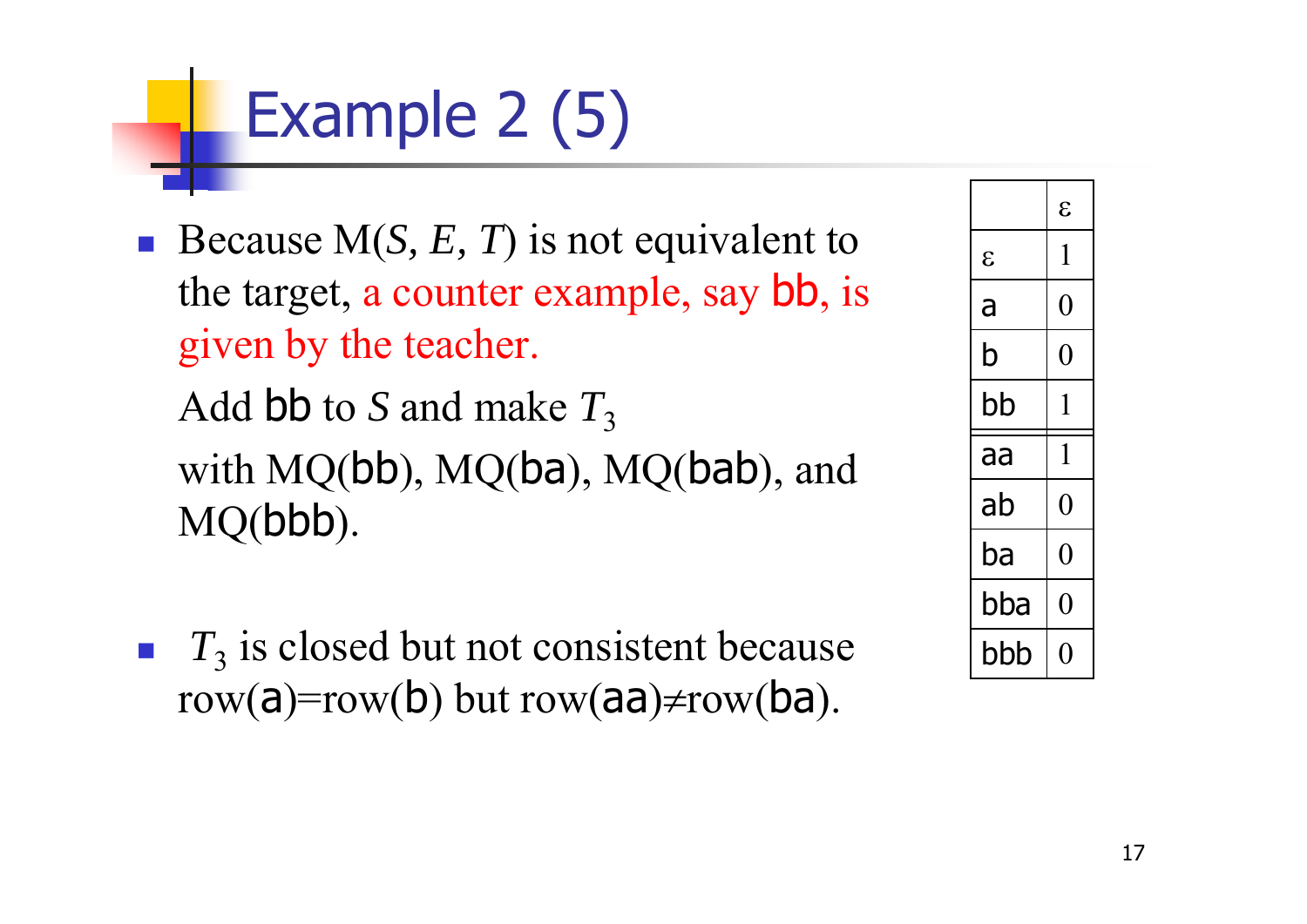# Example 2 (5)

- Because M($S$, $E$, $T$) is not equivalent to the target, a counter example, say bb, is given by the teacher.

  Add bb to $S$ and make $T_3$

  with MQ(bb), MQ(ba), MQ(bab), and MQ(bbb).

- $T_3$ is closed but not consistent because row(a)=row(b) but row(aa)≠row(ba).

| | ε |
|---|---|
| ε | 1 |
| a | 0 |
| b | 0 |
| bb | 1 |
| aa | 1 |
| ab | 0 |
| ba | 0 |
| bba | 0 |
| bbb | 0 |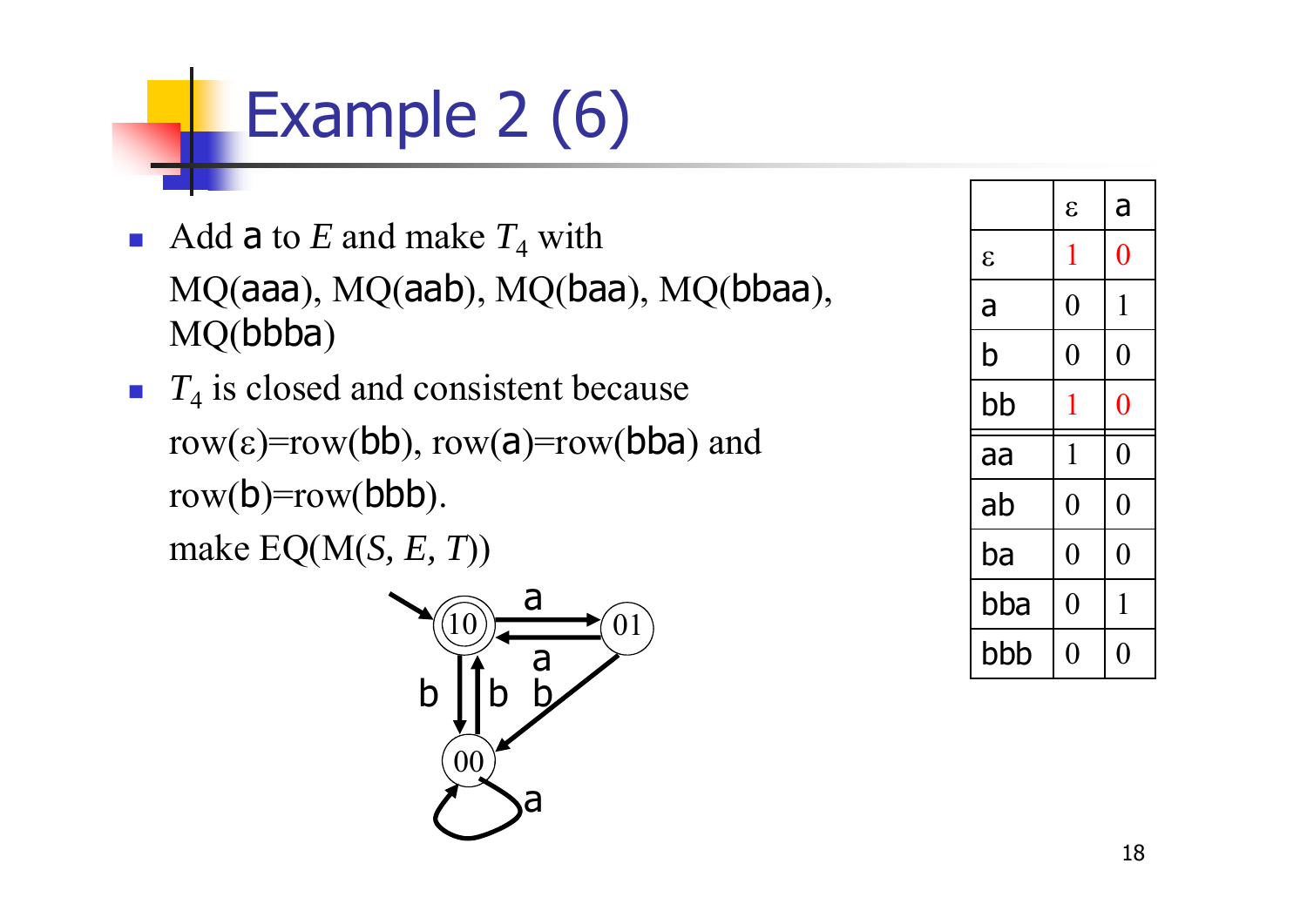# Example 2 (6)

- Add a to $E$ and make $T_4$ with MQ(aaa), MQ(aab), MQ(baa), MQ(bbaa), MQ(bbba)
- $T_4$ is closed and consistent because row(ε)=row(bb), row(a)=row(bba) and row(b)=row(bbb).

  make EQ(M($S$, $E$, $T$))

| | ε | a |
|---|---|---|
| ε | 1 | 0 |
| a | 0 | 1 |
| b | 0 | 0 |
| bb | 1 | 0 |
| aa | 1 | 0 |
| ab | 0 | 0 |
| ba | 0 | 0 |
| bba | 0 | 1 |
| bbb | 0 | 0 |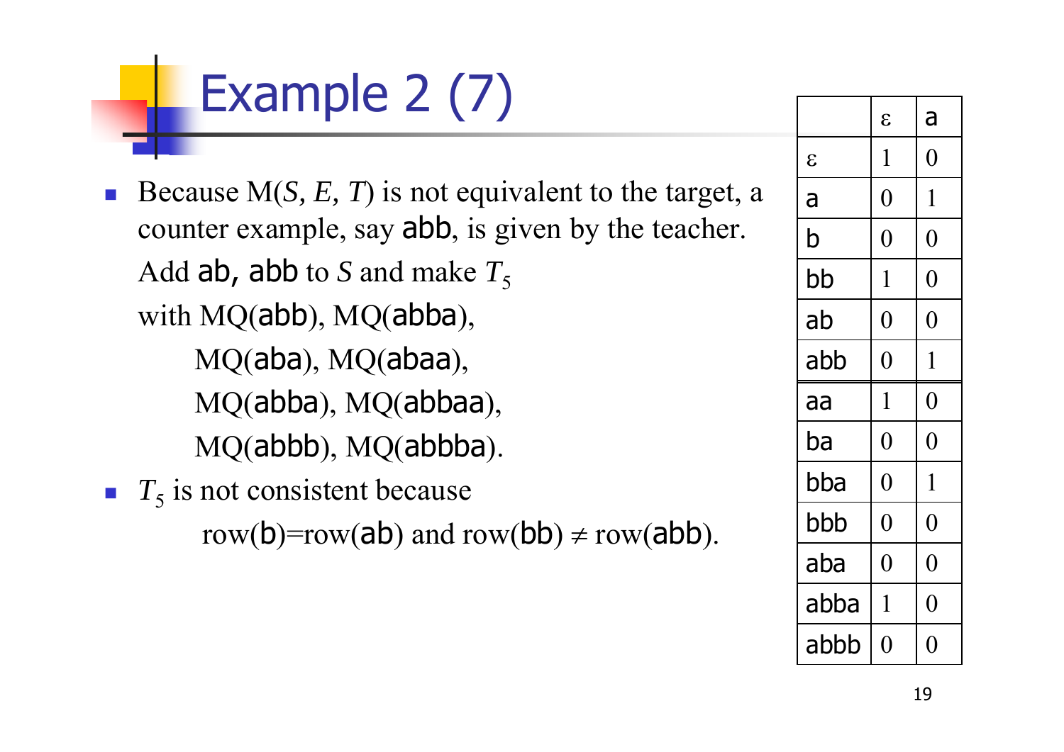# Example 2 (7)

- Because M(*S, E, T*) is not equivalent to the target, a counter example, say abb, is given by the teacher. Add ab, abb to *S* and make $T_5$ with MQ(abb), MQ(abba), MQ(aba), MQ(abaa), MQ(abba), MQ(abbaa), MQ(abbb), MQ(abbba).
- $T_5$ is not consistent because row(b)=row(ab) and row(bb) ≠ row(abb).

| | ε | a |
|---|---|---|
| ε | 1 | 0 |
| a | 0 | 1 |
| b | 0 | 0 |
| bb | 1 | 0 |
| ab | 0 | 0 |
| abb | 0 | 1 |
| aa | 1 | 0 |
| ba | 0 | 0 |
| bba | 0 | 1 |
| bbb | 0 | 0 |
| aba | 0 | 0 |
| abba | 1 | 0 |
| abbb | 0 | 0 |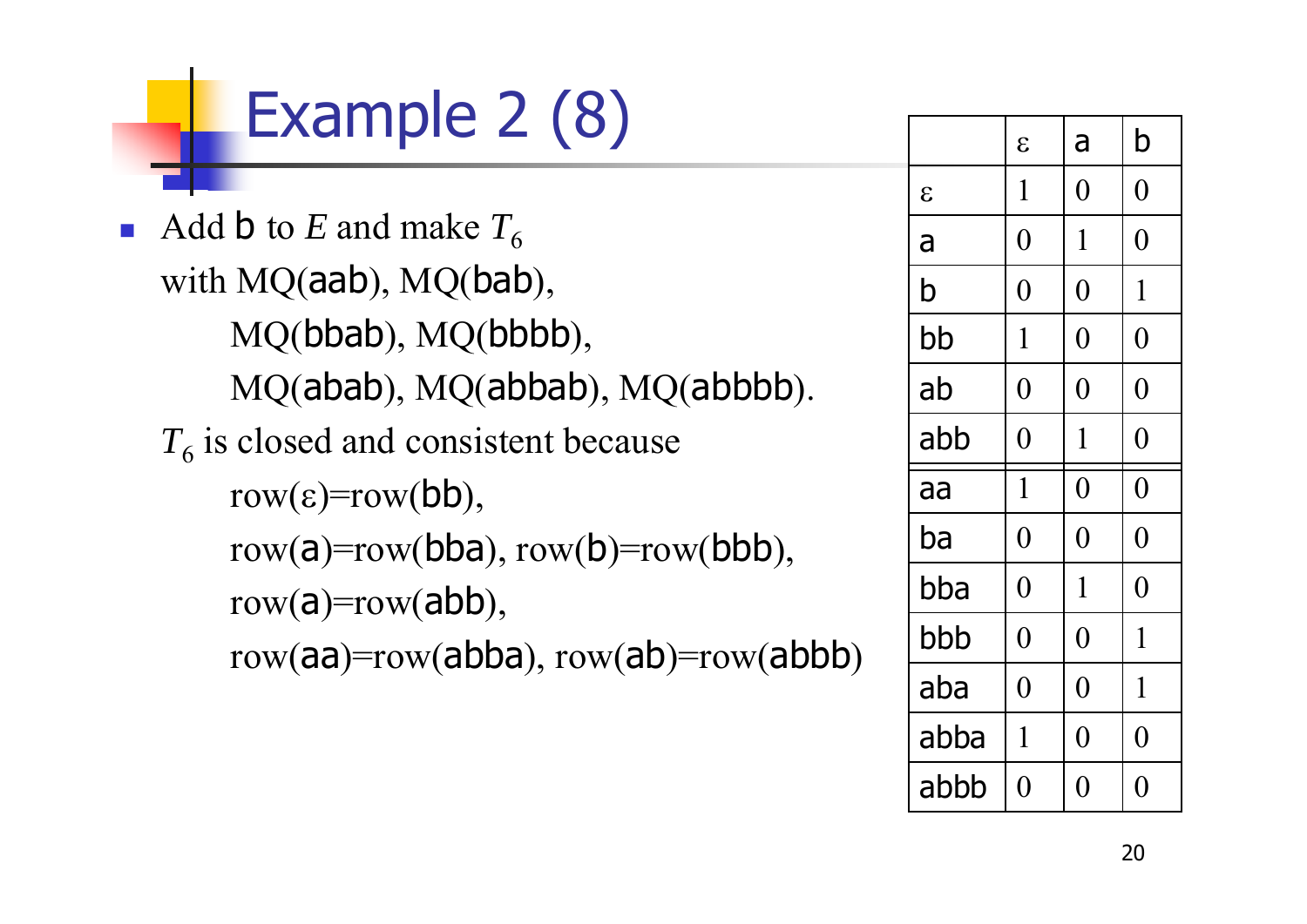# Example 2 (8)

- Add b to $E$ and make $T_6$ with MQ(aab), MQ(bab), MQ(bbab), MQ(bbbb), MQ(abab), MQ(abbab), MQ(abbbb).

  $T_6$ is closed and consistent because
  row(ε)=row(bb),
  row(a)=row(bba), row(b)=row(bbb),
  row(a)=row(abb),
  row(aa)=row(abba), row(ab)=row(abbb)

| | ε | a | b |
|---|---|---|---|
| ε | 1 | 0 | 0 |
| a | 0 | 1 | 0 |
| b | 0 | 0 | 1 |
| bb | 1 | 0 | 0 |
| ab | 0 | 0 | 0 |
| abb | 0 | 1 | 0 |
| aa | 1 | 0 | 0 |
| ba | 0 | 0 | 0 |
| bba | 0 | 1 | 0 |
| bbb | 0 | 0 | 1 |
| aba | 0 | 0 | 1 |
| abba | 1 | 0 | 0 |
| abbb | 0 | 0 | 0 |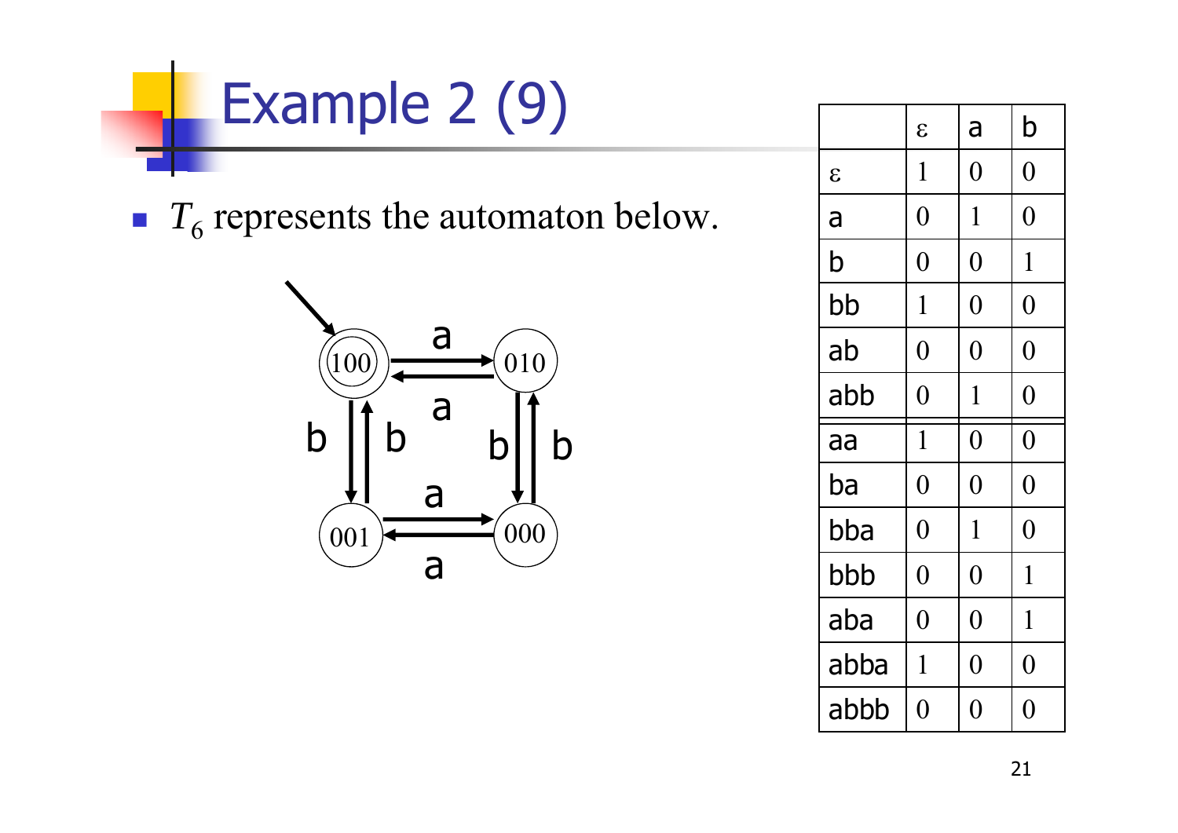# Example 2 (9)

- $T_6$ represents the automaton below.

|  | ε | a | b |
|---|---|---|---|
| ε | 1 | 0 | 0 |
| a | 0 | 1 | 0 |
| b | 0 | 0 | 1 |
| bb | 1 | 0 | 0 |
| ab | 0 | 0 | 0 |
| abb | 0 | 1 | 0 |
| aa | 1 | 0 | 0 |
| ba | 0 | 0 | 0 |
| bba | 0 | 1 | 0 |
| bbb | 0 | 0 | 1 |
| aba | 0 | 0 | 1 |
| abba | 1 | 0 | 0 |
| abbb | 0 | 0 | 0 |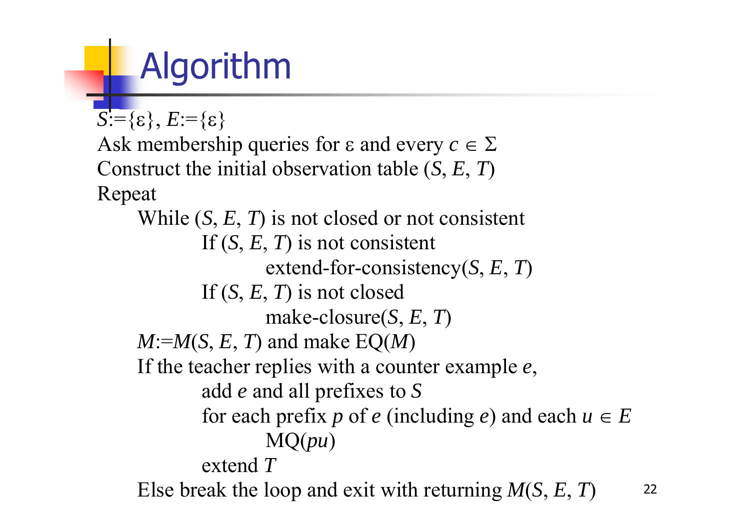# Algorithm

```
S:={ε}, E:={ε}
Ask membership queries for ε and every c ∈ Σ
Construct the initial observation table (S, E, T)
Repeat
    While (S, E, T) is not closed or not consistent
        If (S, E, T) is not consistent
            extend-for-consistency(S, E, T)
        If (S, E, T) is not closed
            make-closure(S, E, T)
    M:=M(S, E, T) and make EQ(M)
    If the teacher replies with a counter example e,
        add e and all prefixes to S
        for each prefix p of e (including e) and each u ∈ E
            MQ(pu)
        extend T
    Else break the loop and exit with returning M(S, E, T)
```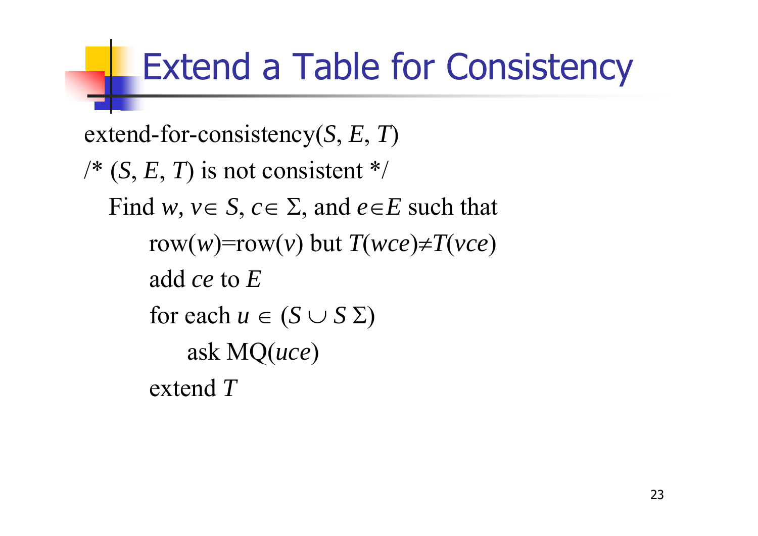# Extend a Table for Consistency

extend-for-consistency($S$, $E$, $T$)

/* ($S$, $E$, $T$) is not consistent */

Find $w, v \in S$, $c \in \Sigma$, and $e \in E$ such that

row($w$)=row($v$) but $T(wce) \neq T(vce)$

add $ce$ to $E$

for each $u \in (S \cup S\,\Sigma)$

ask MQ($uce$)

extend $T$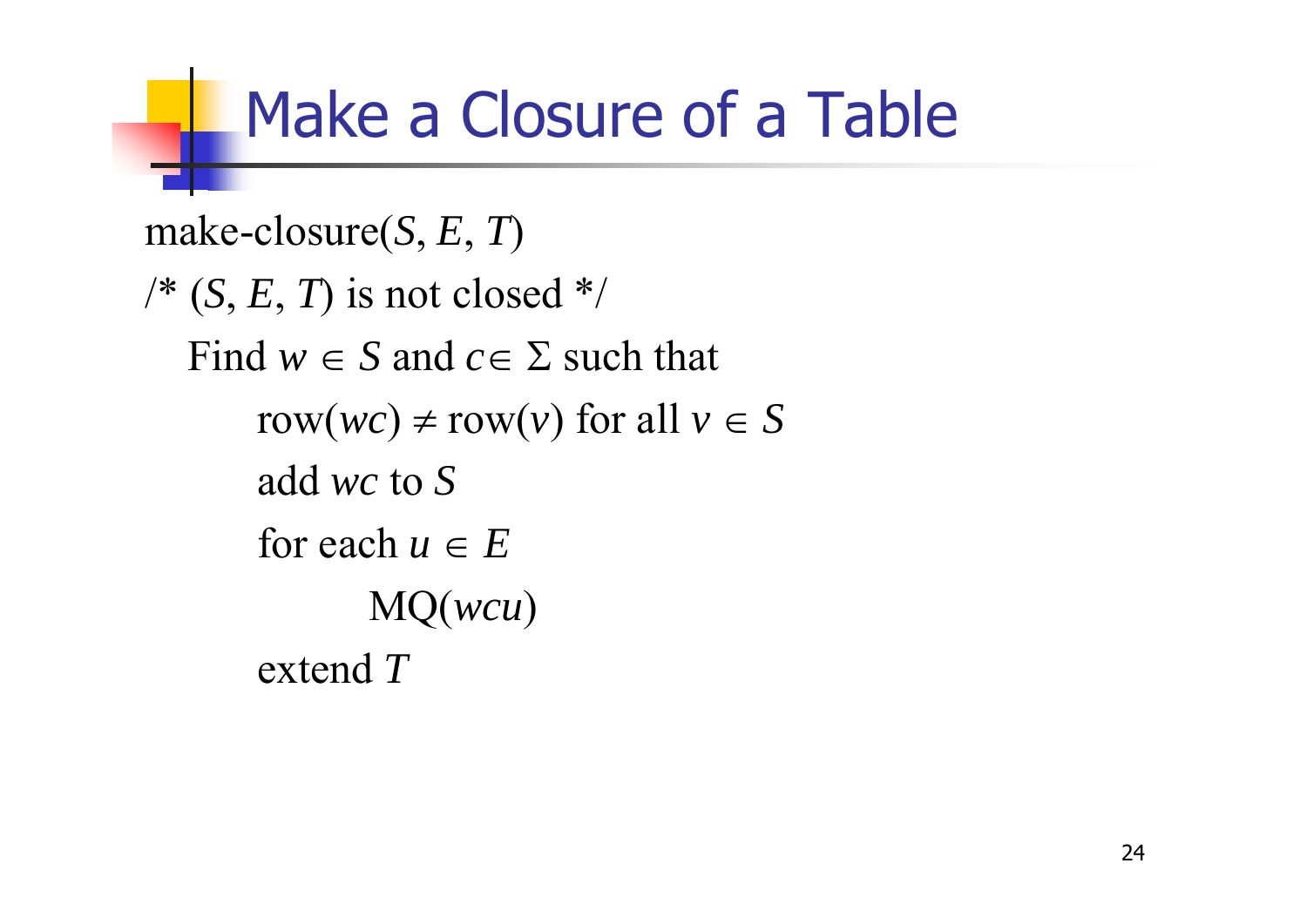# Make a Closure of a Table

make-closure($S$, $E$, $T$)

/* ($S$, $E$, $T$) is not closed */

Find $w \in S$ and $c \in \Sigma$ such that

  row($wc$) $\neq$ row($v$) for all $v \in S$

  add $wc$ to $S$

  for each $u \in E$

    MQ($wcu$)

  extend $T$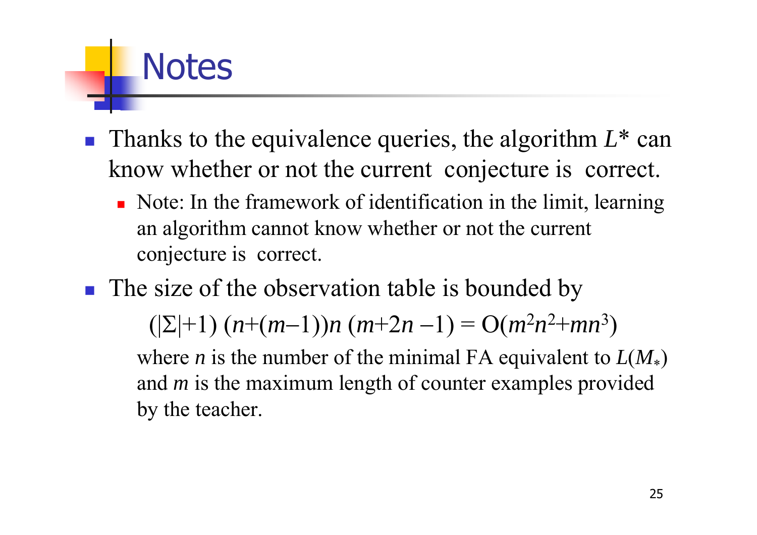# Notes

- Thanks to the equivalence queries, the algorithm $L^*$ can know whether or not the current conjecture is correct.
  - Note: In the framework of identification in the limit, learning an algorithm cannot know whether or not the current conjecture is correct.
- The size of the observation table is bounded by

$$(|\Sigma|+1)\ (n+(m-1))n\ (m+2n-1) = O(m^2n^2+mn^3)$$

  where $n$ is the number of the minimal FA equivalent to $L(M_*)$ and $m$ is the maximum length of counter examples provided by the teacher.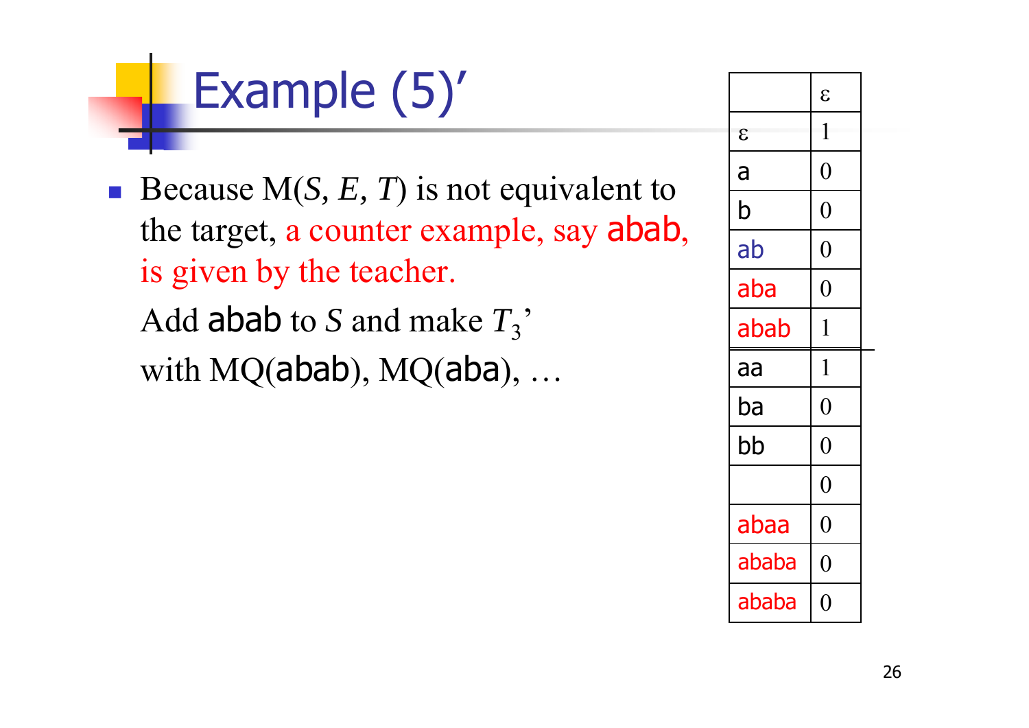# Example (5)′

- Because M($S$, $E$, $T$) is not equivalent to the target, a counter example, say abab, is given by the teacher.

  Add abab to $S$ and make $T_3$'

  with MQ(abab), MQ(aba), …

| | ε |
|---|---|
| ε | 1 |
| a | 0 |
| b | 0 |
| ab | 0 |
| aba | 0 |
| abab | 1 |
| aa | 1 |
| ba | 0 |
| bb | 0 |
| | 0 |
| abaa | 0 |
| ababa | 0 |
| ababa | 0 |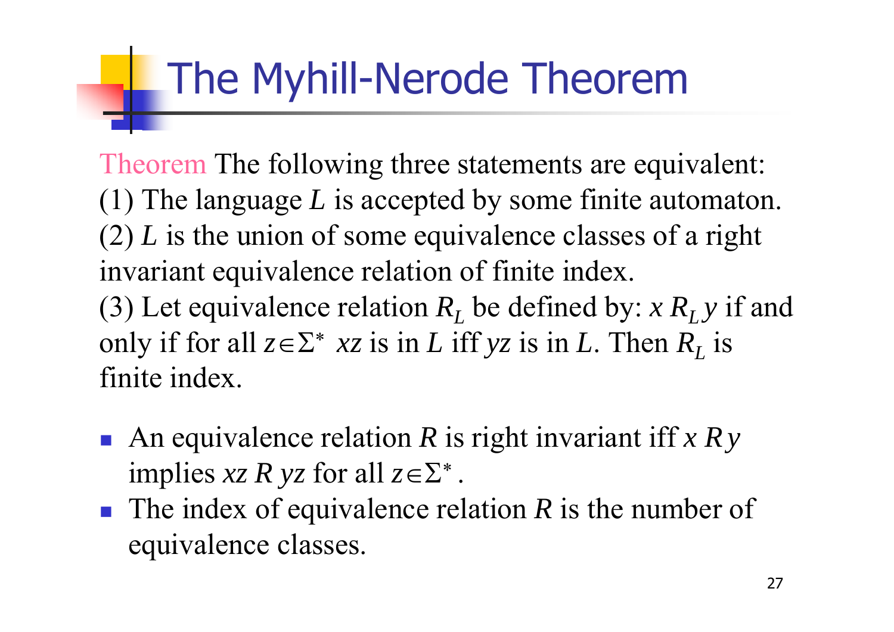# The Myhill-Nerode Theorem

Theorem The following three statements are equivalent:
(1) The language $L$ is accepted by some finite automaton.
(2) $L$ is the union of some equivalence classes of a right invariant equivalence relation of finite index.
(3) Let equivalence relation $R_L$ be defined by: $x \, R_L \, y$ if and only if for all $z \in \Sigma^*$ $xz$ is in $L$ iff $yz$ is in $L$. Then $R_L$ is finite index.

- An equivalence relation $R$ is right invariant iff $x \, R \, y$ implies $xz \, R \, yz$ for all $z \in \Sigma^*$.
- The index of equivalence relation $R$ is the number of equivalence classes.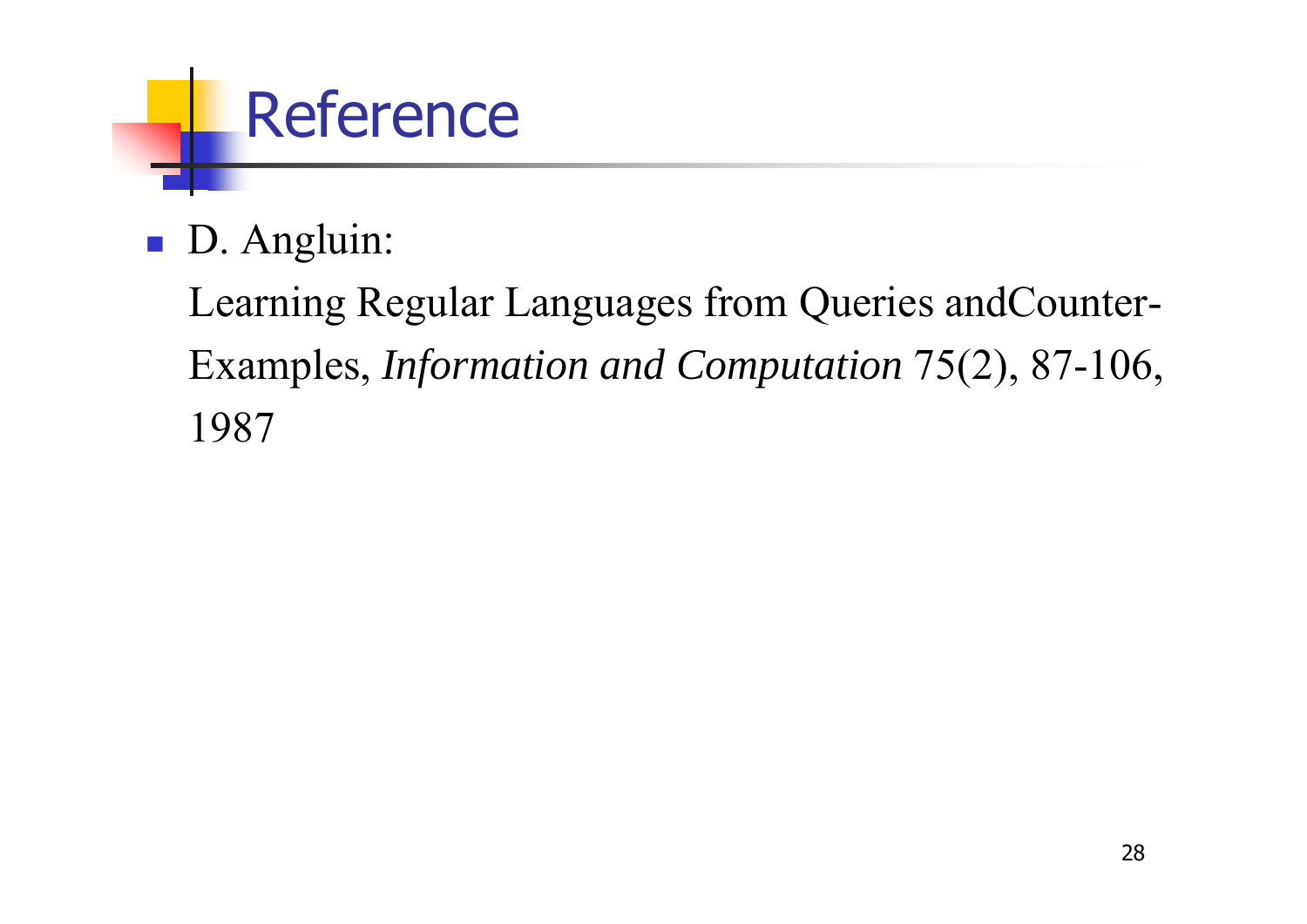# Reference

- D. Angluin:

  Learning Regular Languages from Queries andCounter-Examples, *Information and Computation* 75(2), 87-106, 1987